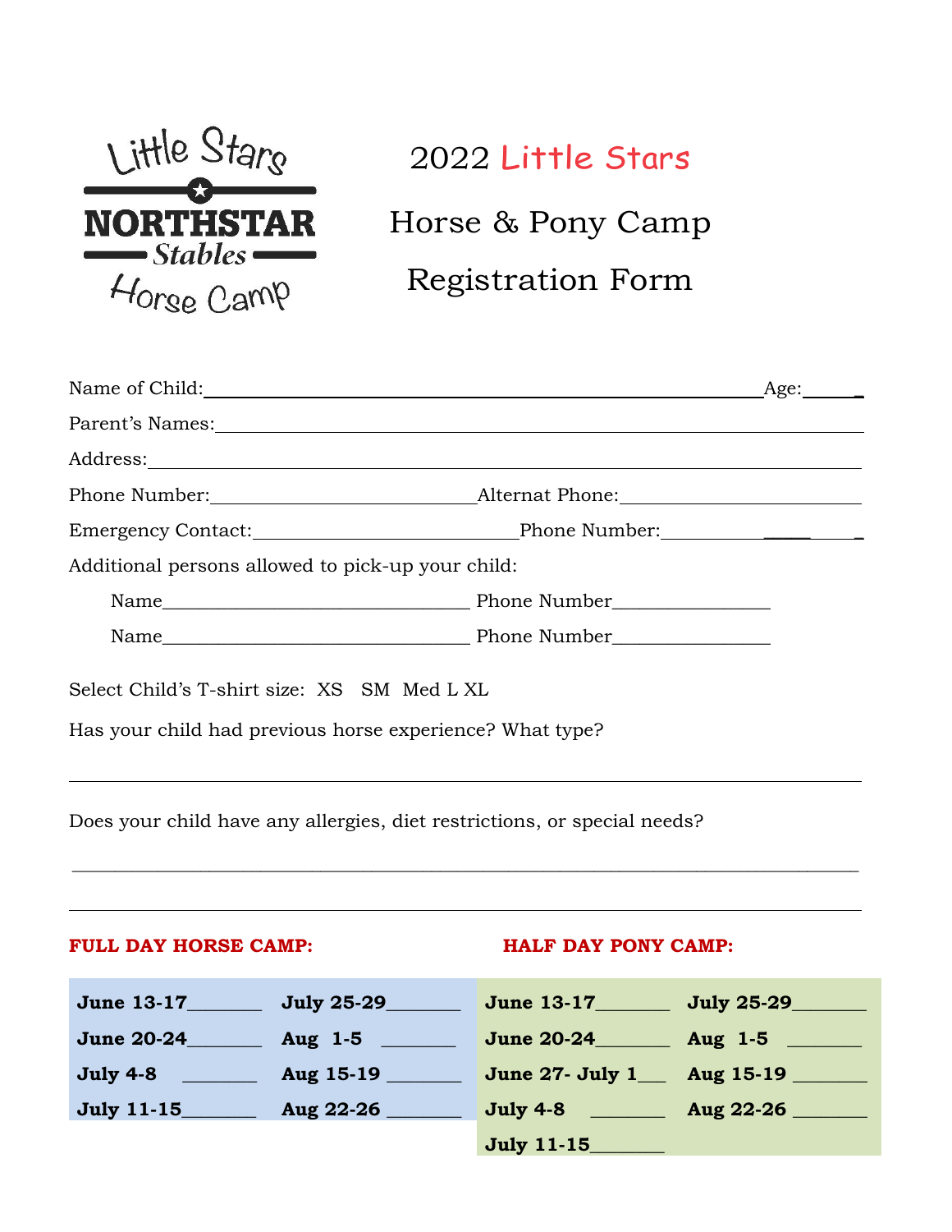Little Stars
NORTHSTAR
Stables
Horse Camp

# 2022 Little Stars

# Horse & Pony Camp

# Registration Form

Name of Child:_____________________________________________ Age:______

Parent's Names:_____________________________________________________

Address:___________________________________________________________

Phone Number:__________________________ Alternat Phone:________________________

Emergency Contact:__________________________ Phone Number:____________________

Additional persons allowed to pick-up your child:

Name________________________________ Phone Number________________

Name________________________________ Phone Number________________

Select Child's T-shirt size: XS SM Med L XL

Has your child had previous horse experience? What type?

___________________________________________________________________________

Does your child have any allergies, diet restrictions, or special needs?

___________________________________________________________________________

___________________________________________________________________________

**FULL DAY HORSE CAMP:**

| | |
|---|---|
| **June 13-17**_______ | **July 25-29**_______ |
| **June 20-24**_______ | **Aug 1-5** _______ |
| **July 4-8** _______ | **Aug 15-19** _______ |
| **July 11-15**_______ | **Aug 22-26** _______ |

**HALF DAY PONY CAMP:**

| | |
|---|---|
| **June 13-17**_______ | **July 25-29**_______ |
| **June 20-24**_______ | **Aug 1-5** _______ |
| **June 27- July 1**___ | **Aug 15-19** _______ |
| **July 4-8** _______ | **Aug 22-26** _______ |
| **July 11-15**_______ | |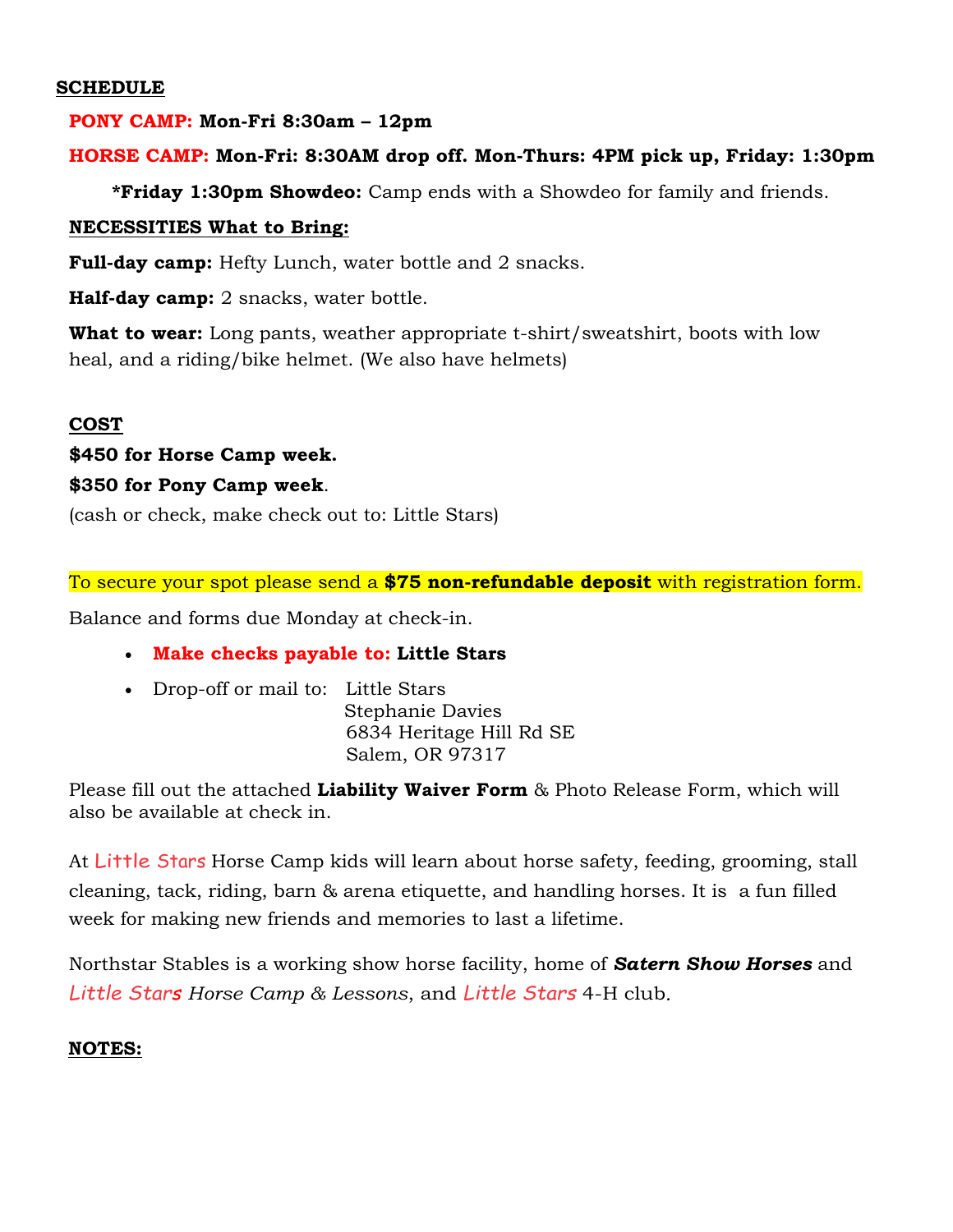**SCHEDULE**

**PONY CAMP: Mon-Fri 8:30am – 12pm**

**HORSE CAMP: Mon-Fri: 8:30AM drop off. Mon-Thurs: 4PM pick up, Friday: 1:30pm**

**\*Friday 1:30pm Showdeo:** Camp ends with a Showdeo for family and friends.

**NECESSITIES What to Bring:**

**Full-day camp:** Hefty Lunch, water bottle and 2 snacks.

**Half-day camp:** 2 snacks, water bottle.

**What to wear:** Long pants, weather appropriate t-shirt/sweatshirt, boots with low heal, and a riding/bike helmet. (We also have helmets)

**COST**

**$450 for Horse Camp week.**

**$350 for Pony Camp week**.

(cash or check, make check out to: Little Stars)

To secure your spot please send a **$75 non-refundable deposit** with registration form.

Balance and forms due Monday at check-in.

- **Make checks payable to: Little Stars**
- Drop-off or mail to: Little Stars
  Stephanie Davies
  6834 Heritage Hill Rd SE
  Salem, OR 97317

Please fill out the attached **Liability Waiver Form** & Photo Release Form, which will also be available at check in.

At Little Stars Horse Camp kids will learn about horse safety, feeding, grooming, stall cleaning, tack, riding, barn & arena etiquette, and handling horses. It is a fun filled week for making new friends and memories to last a lifetime.

Northstar Stables is a working show horse facility, home of ***Satern Show Horses*** and *Little Stars Horse Camp & Lessons*, and *Little Stars* 4-H club.

**NOTES:**